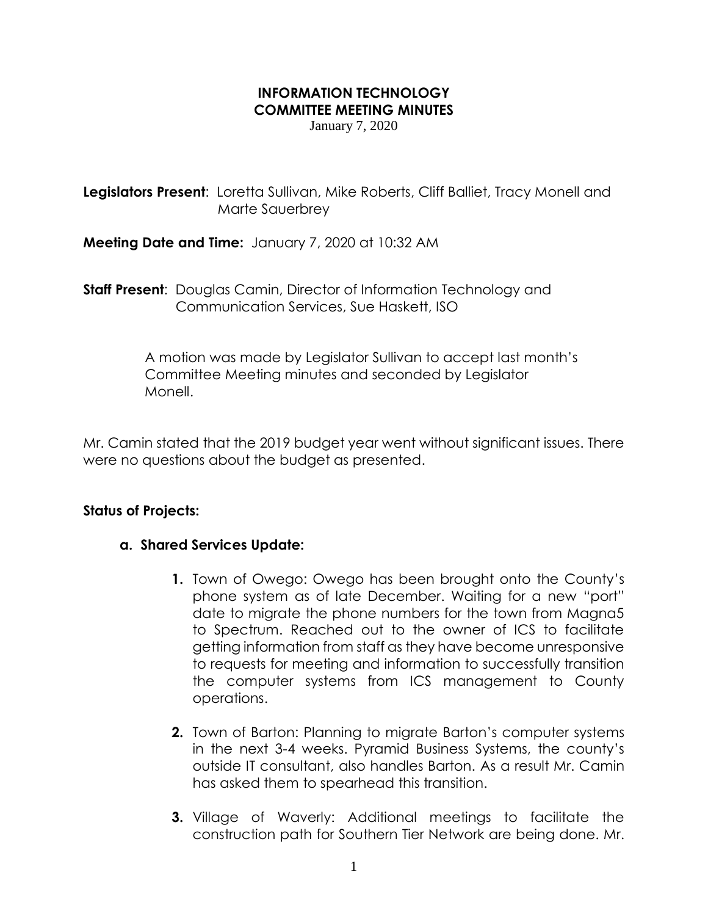# INFORMATION TECHNOLOGY
# COMMITTEE MEETING MINUTES

January 7, 2020

**Legislators Present**: Loretta Sullivan, Mike Roberts, Cliff Balliet, Tracy Monell and Marte Sauerbrey

**Meeting Date and Time:** January 7, 2020 at 10:32 AM

**Staff Present**: Douglas Camin, Director of Information Technology and Communication Services, Sue Haskett, ISO

A motion was made by Legislator Sullivan to accept last month's Committee Meeting minutes and seconded by Legislator Monell.

Mr. Camin stated that the 2019 budget year went without significant issues. There were no questions about the budget as presented.

**Status of Projects:**

**a. Shared Services Update:**

1. Town of Owego: Owego has been brought onto the County's phone system as of late December. Waiting for a new "port" date to migrate the phone numbers for the town from Magna5 to Spectrum. Reached out to the owner of ICS to facilitate getting information from staff as they have become unresponsive to requests for meeting and information to successfully transition the computer systems from ICS management to County operations.

2. Town of Barton: Planning to migrate Barton's computer systems in the next 3-4 weeks. Pyramid Business Systems, the county's outside IT consultant, also handles Barton. As a result Mr. Camin has asked them to spearhead this transition.

3. Village of Waverly: Additional meetings to facilitate the construction path for Southern Tier Network are being done. Mr.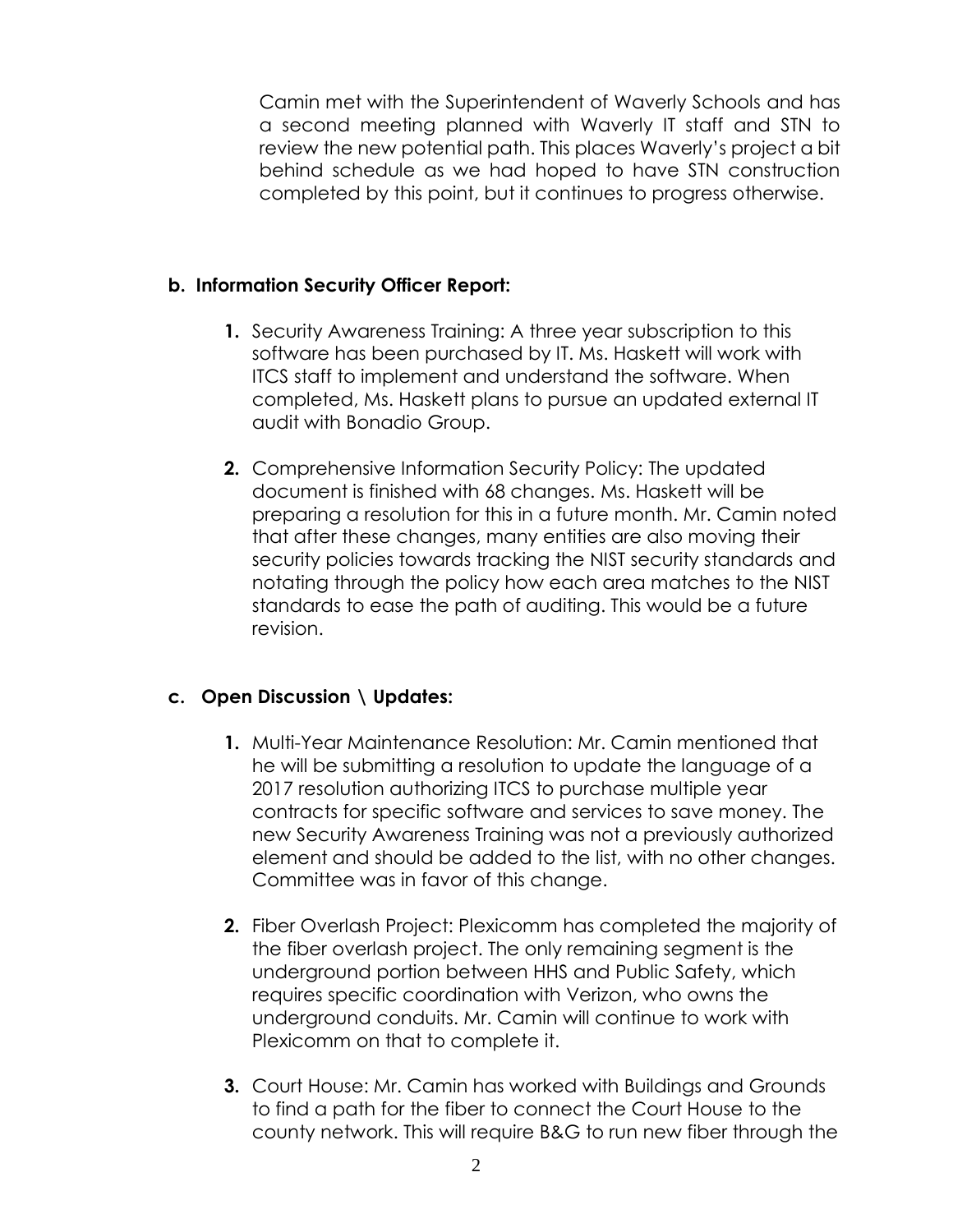Camin met with the Superintendent of Waverly Schools and has a second meeting planned with Waverly IT staff and STN to review the new potential path. This places Waverly's project a bit behind schedule as we had hoped to have STN construction completed by this point, but it continues to progress otherwise.

**b. Information Security Officer Report:**

1. Security Awareness Training: A three year subscription to this software has been purchased by IT. Ms. Haskett will work with ITCS staff to implement and understand the software. When completed, Ms. Haskett plans to pursue an updated external IT audit with Bonadio Group.

2. Comprehensive Information Security Policy: The updated document is finished with 68 changes. Ms. Haskett will be preparing a resolution for this in a future month. Mr. Camin noted that after these changes, many entities are also moving their security policies towards tracking the NIST security standards and notating through the policy how each area matches to the NIST standards to ease the path of auditing. This would be a future revision.

**c. Open Discussion \ Updates:**

1. Multi-Year Maintenance Resolution: Mr. Camin mentioned that he will be submitting a resolution to update the language of a 2017 resolution authorizing ITCS to purchase multiple year contracts for specific software and services to save money. The new Security Awareness Training was not a previously authorized element and should be added to the list, with no other changes. Committee was in favor of this change.

2. Fiber Overlash Project: Plexicomm has completed the majority of the fiber overlash project. The only remaining segment is the underground portion between HHS and Public Safety, which requires specific coordination with Verizon, who owns the underground conduits. Mr. Camin will continue to work with Plexicomm on that to complete it.

3. Court House: Mr. Camin has worked with Buildings and Grounds to find a path for the fiber to connect the Court House to the county network. This will require B&G to run new fiber through the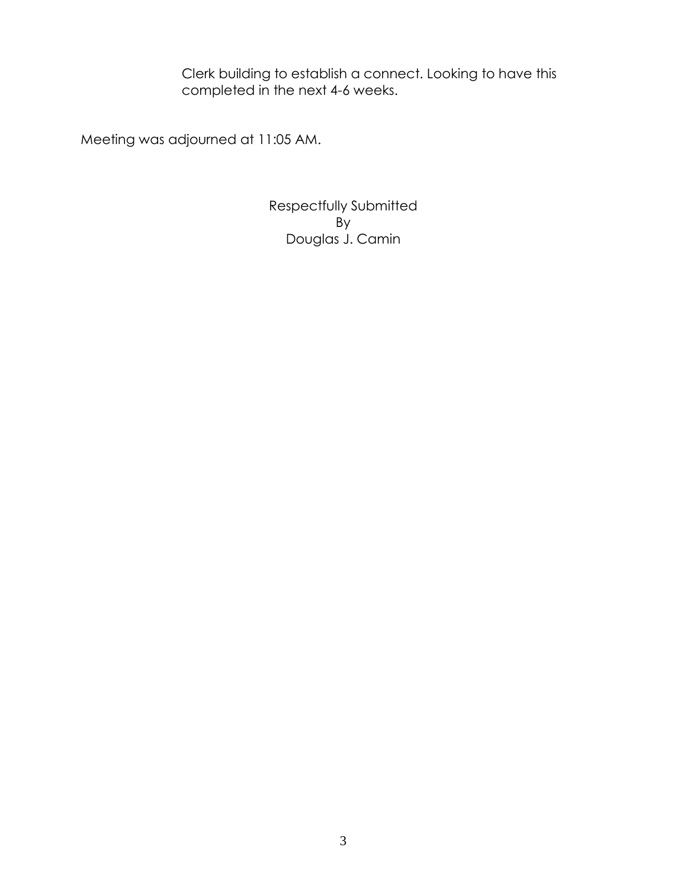Clerk building to establish a connect. Looking to have this completed in the next 4-6 weeks.

Meeting was adjourned at 11:05 AM.

Respectfully Submitted
By
Douglas J. Camin